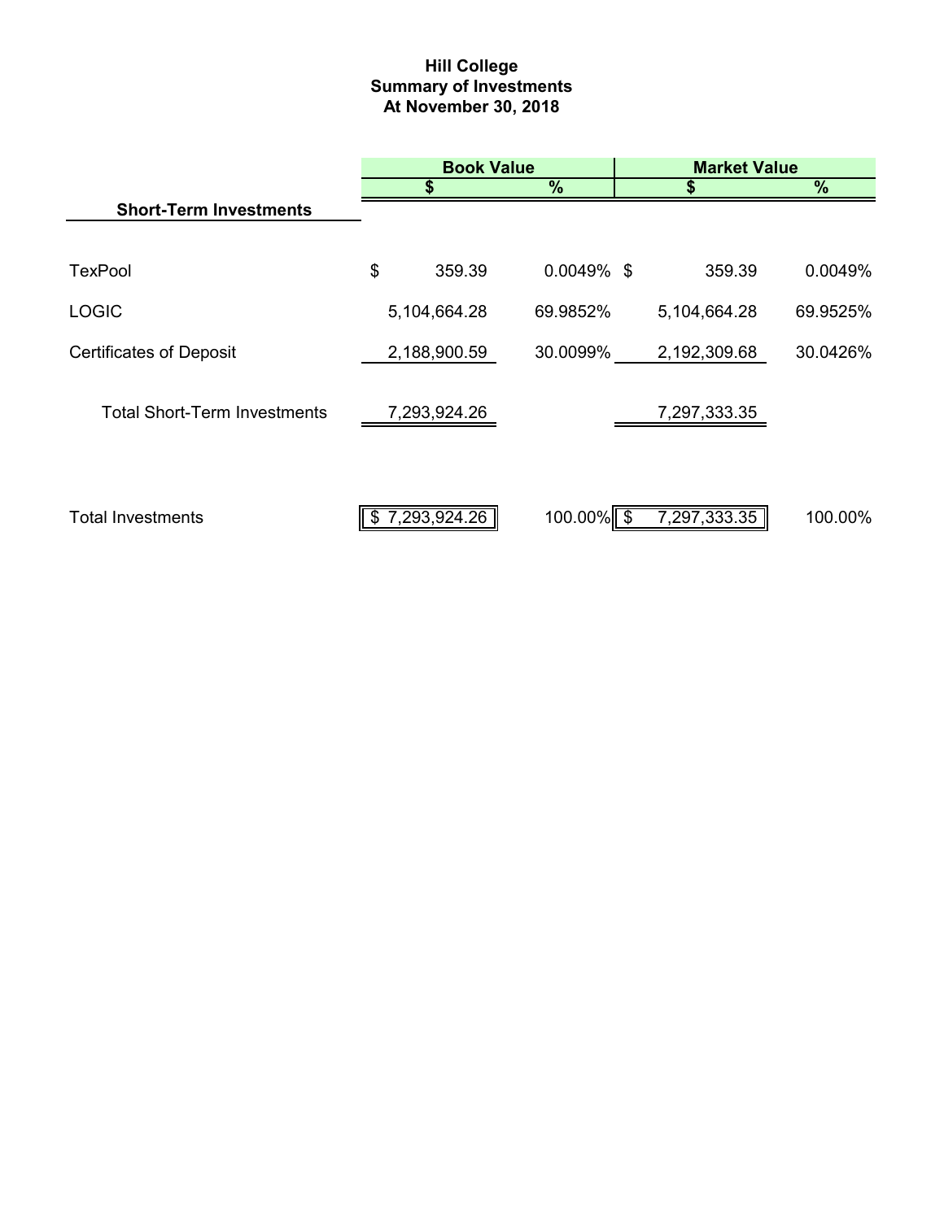# Hill College
## Summary of Investments
### At November 30, 2018

| | Book Value | | Market Value | |
|---|---|---|---|---|
| | $ | % | $ | % |
| **Short-Term Investments** | | | | |
| TexPool | $ 359.39 | 0.0049% | $ 359.39 | 0.0049% |
| LOGIC | 5,104,664.28 | 69.9852% | 5,104,664.28 | 69.9525% |
| Certificates of Deposit | 2,188,900.59 | 30.0099% | 2,192,309.68 | 30.0426% |
| Total Short-Term Investments | 7,293,924.26 | | 7,297,333.35 | |
| Total Investments | $ 7,293,924.26 | 100.00% | $ 7,297,333.35 | 100.00% |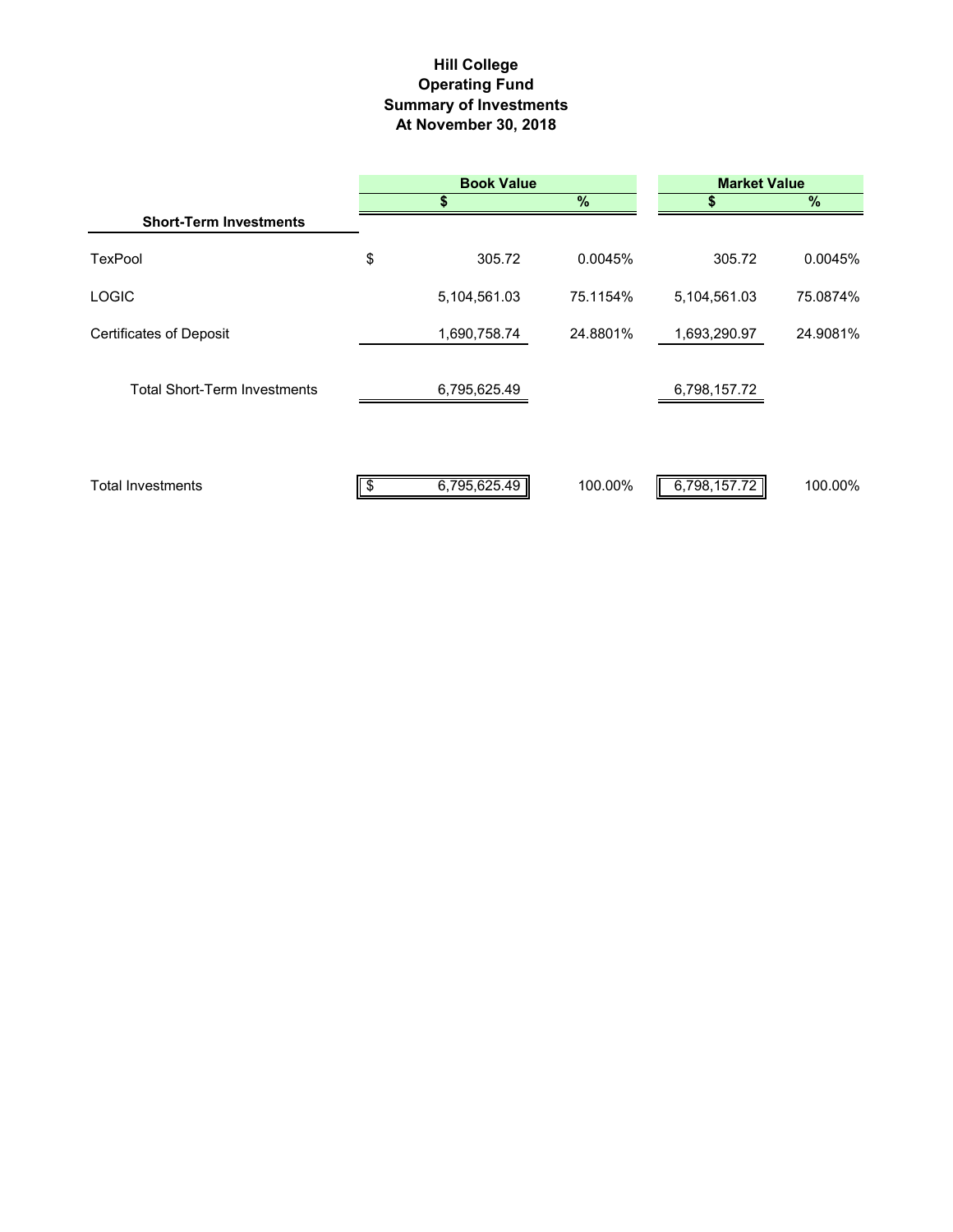# Hill College
## Operating Fund
## Summary of Investments
## At November 30, 2018

| | Book Value | | Market Value | |
|---|---|---|---|---|
| | $ | % | $ | % |
| **Short-Term Investments** | | | | |
| TexPool | $ 305.72 | 0.0045% | 305.72 | 0.0045% |
| LOGIC | 5,104,561.03 | 75.1154% | 5,104,561.03 | 75.0874% |
| Certificates of Deposit | 1,690,758.74 | 24.8801% | 1,693,290.97 | 24.9081% |
| Total Short-Term Investments | 6,795,625.49 | | 6,798,157.72 | |
| Total Investments | $ 6,795,625.49 | 100.00% | 6,798,157.72 | 100.00% |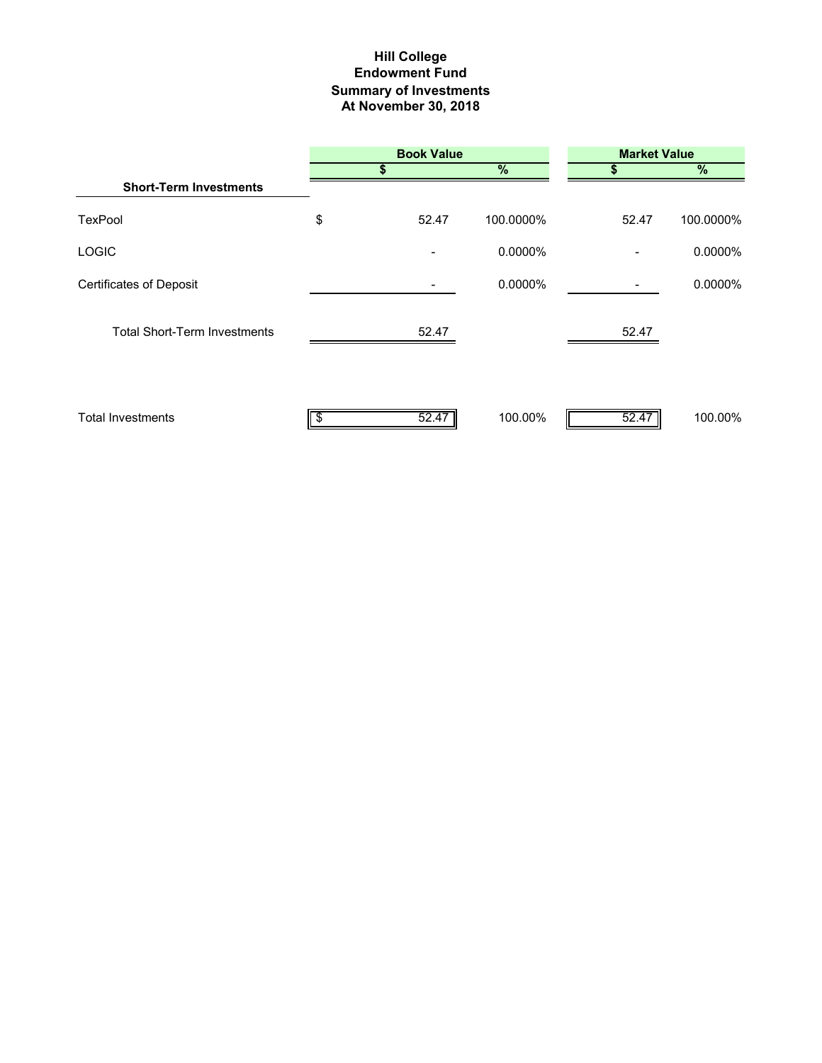# Hill College
## Endowment Fund
## Summary of Investments
## At November 30, 2018

| | Book Value | | Market Value | |
|---|---|---|---|---|
| | $ | % | $ | % |
| **Short-Term Investments** | | | | |
| TexPool | $ 52.47 | 100.0000% | 52.47 | 100.0000% |
| LOGIC | - | 0.0000% | - | 0.0000% |
| Certificates of Deposit | - | 0.0000% | - | 0.0000% |
| Total Short-Term Investments | 52.47 | | 52.47 | |
| Total Investments | $ 52.47 | 100.00% | 52.47 | 100.00% |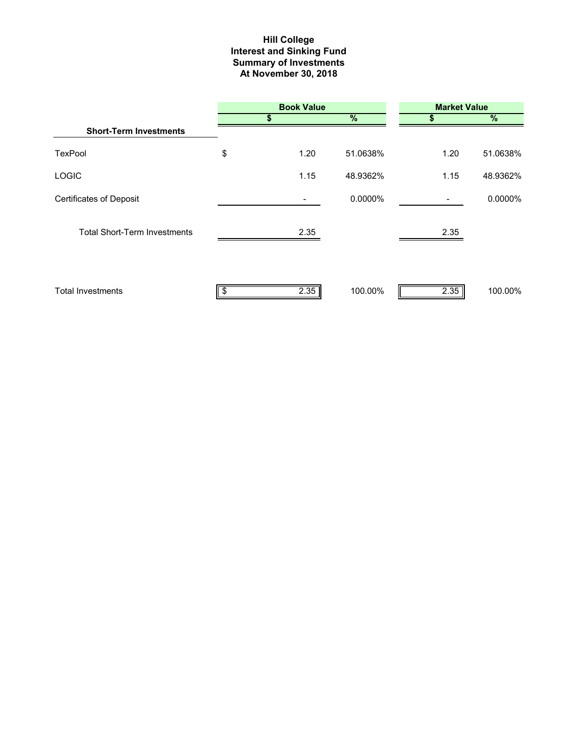# Hill College
## Interest and Sinking Fund
## Summary of Investments
## At November 30, 2018

| | Book Value | | Market Value | |
|---|---|---|---|---|
| | $ | % | $ | % |
| **Short-Term Investments** | | | | |
| TexPool | $ 1.20 | 51.0638% | 1.20 | 51.0638% |
| LOGIC | 1.15 | 48.9362% | 1.15 | 48.9362% |
| Certificates of Deposit | - | 0.0000% | - | 0.0000% |
| Total Short-Term Investments | 2.35 | | 2.35 | |
| Total Investments | $ 2.35 | 100.00% | 2.35 | 100.00% |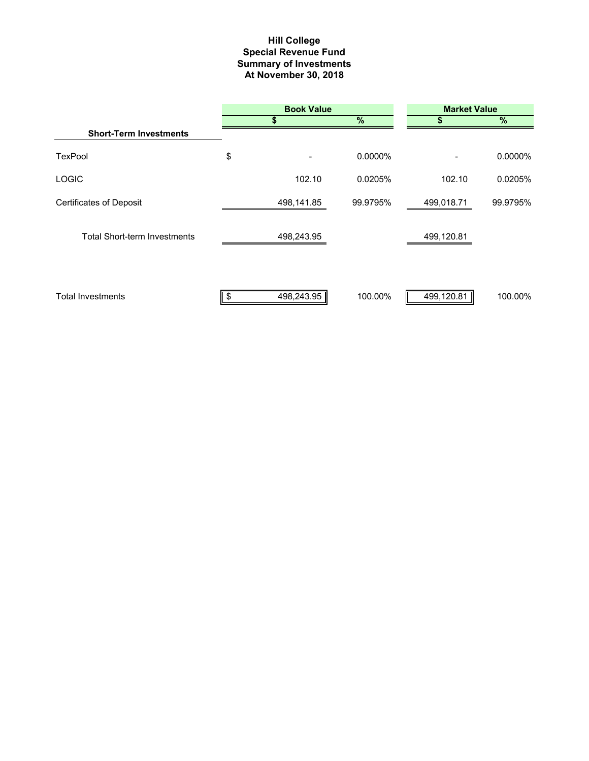# Hill College
## Special Revenue Fund
## Summary of Investments
## At November 30, 2018

| | Book Value | | Market Value | |
|---|---|---|---|---|
| | $ | % | $ | % |
| **Short-Term Investments** | | | | |
| TexPool | $ - | 0.0000% | - | 0.0000% |
| LOGIC | 102.10 | 0.0205% | 102.10 | 0.0205% |
| Certificates of Deposit | 498,141.85 | 99.9795% | 499,018.71 | 99.9795% |
| Total Short-term Investments | 498,243.95 | | 499,120.81 | |
| Total Investments | $ 498,243.95 | 100.00% | 499,120.81 | 100.00% |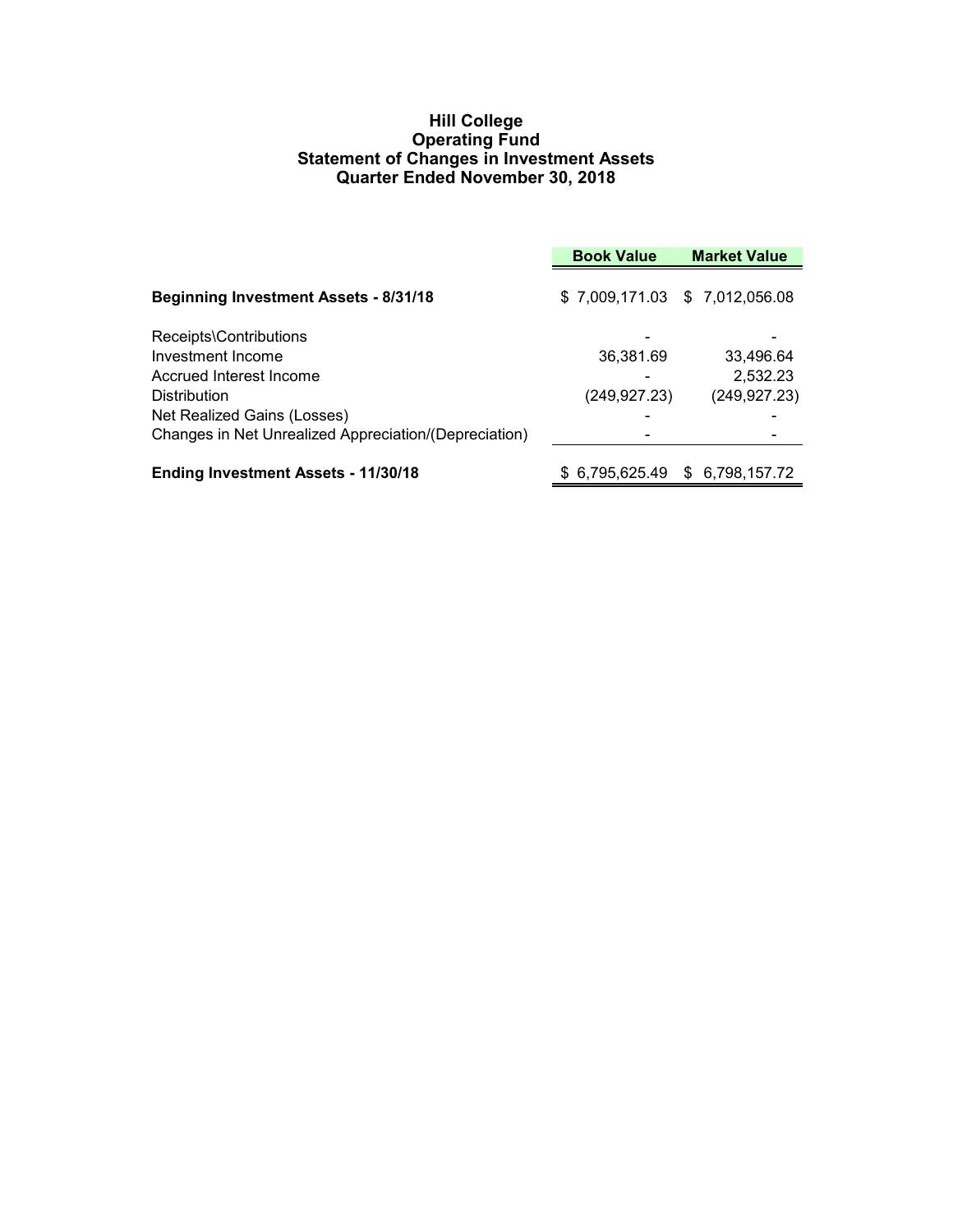# Hill College
# Operating Fund
# Statement of Changes in Investment Assets
# Quarter Ended November 30, 2018

| | Book Value | Market Value |
|---|---|---|
| **Beginning Investment Assets - 8/31/18** | $ 7,009,171.03 | $ 7,012,056.08 |
| Receipts\Contributions | - | - |
| Investment Income | 36,381.69 | 33,496.64 |
| Accrued Interest Income | - | 2,532.23 |
| Distribution | (249,927.23) | (249,927.23) |
| Net Realized Gains (Losses) | - | - |
| Changes in Net Unrealized Appreciation/(Depreciation) | - | - |
| **Ending Investment Assets - 11/30/18** | $ 6,795,625.49 | $ 6,798,157.72 |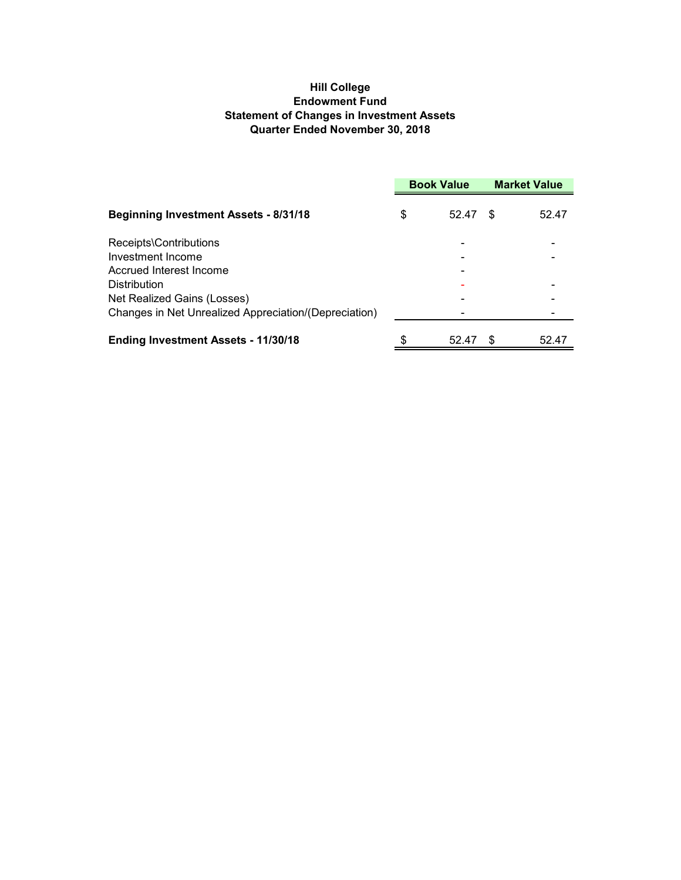**Hill College**
**Endowment Fund**
**Statement of Changes in Investment Assets**
**Quarter Ended November 30, 2018**

| | Book Value | Market Value |
|---|---|---|
| **Beginning Investment Assets - 8/31/18** | $ 52.47 | $ 52.47 |
| Receipts\Contributions | - | - |
| Investment Income | - | - |
| Accrued Interest Income | - | |
| Distribution | - | - |
| Net Realized Gains (Losses) | - | - |
| Changes in Net Unrealized Appreciation/(Depreciation) | - | - |
| **Ending Investment Assets - 11/30/18** | $ 52.47 | $ 52.47 |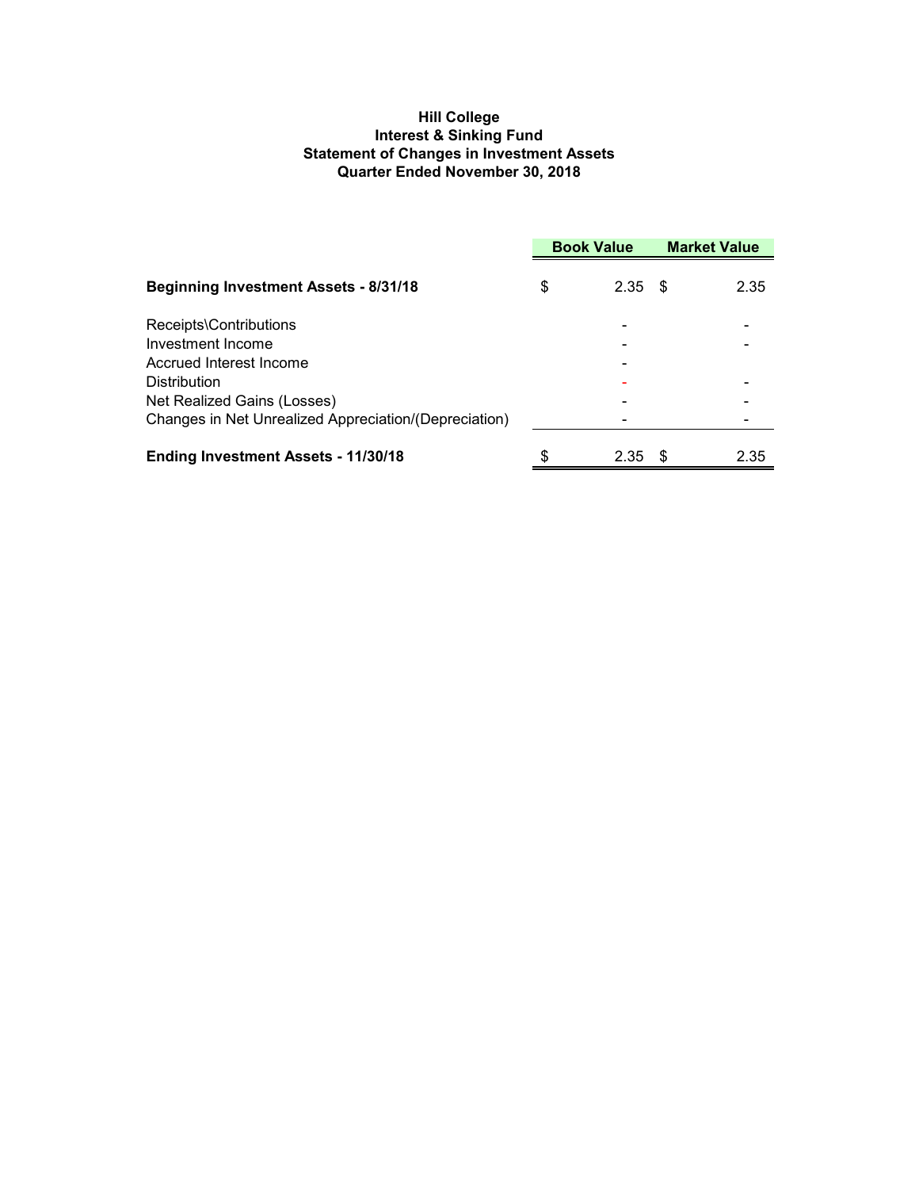**Hill College**
**Interest & Sinking Fund**
**Statement of Changes in Investment Assets**
**Quarter Ended November 30, 2018**

| | Book Value | Market Value |
|---|---|---|
| **Beginning Investment Assets - 8/31/18** | $ 2.35 | $ 2.35 |
| Receipts\Contributions | - | - |
| Investment Income | - | - |
| Accrued Interest Income | - | |
| Distribution | - | - |
| Net Realized Gains (Losses) | - | - |
| Changes in Net Unrealized Appreciation/(Depreciation) | - | - |
| **Ending Investment Assets - 11/30/18** | $ 2.35 | $ 2.35 |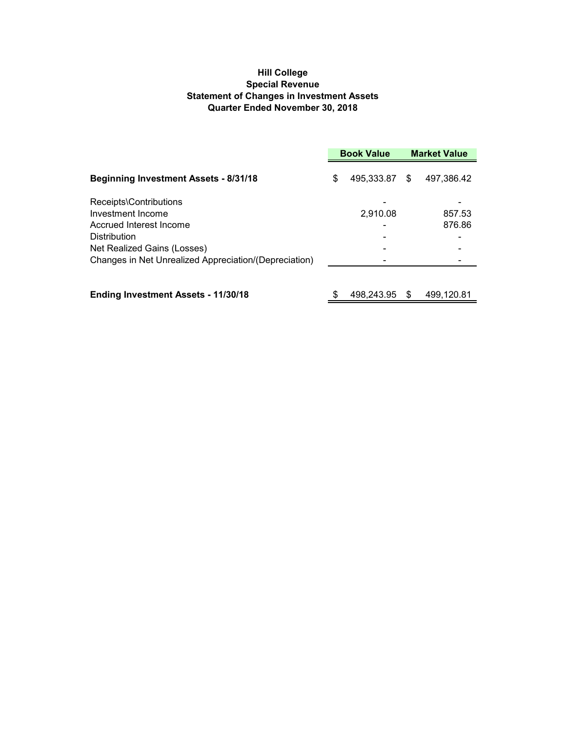**Hill College**
**Special Revenue**
**Statement of Changes in Investment Assets**
**Quarter Ended November 30, 2018**

| | Book Value | Market Value |
|---|---|---|
| **Beginning Investment Assets - 8/31/18** | $ 495,333.87 | $ 497,386.42 |
| Receipts\Contributions | - | - |
| Investment Income | 2,910.08 | 857.53 |
| Accrued Interest Income | - | 876.86 |
| Distribution | - | - |
| Net Realized Gains (Losses) | - | - |
| Changes in Net Unrealized Appreciation/(Depreciation) | - | - |
| **Ending Investment Assets - 11/30/18** | $ 498,243.95 | $ 499,120.81 |